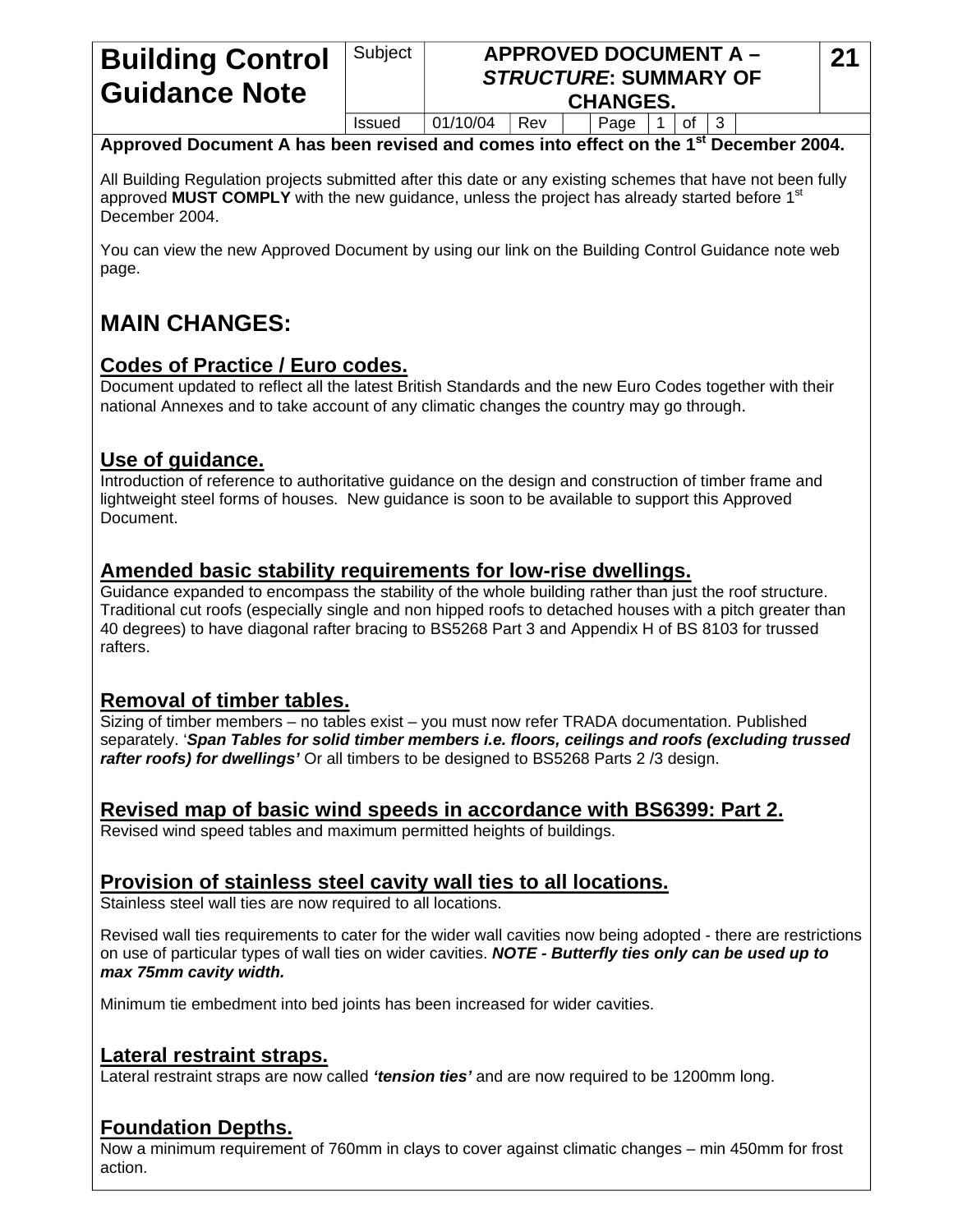| Building Control Guidance Note | Subject | APPROVED DOCUMENT A – *STRUCTURE*: SUMMARY OF CHANGES. | 21 |
|---|---|---|---|
| | Issued | 01/10/04 Rev | |

**Approved Document A has been revised and comes into effect on the 1st December 2004.**

All Building Regulation projects submitted after this date or any existing schemes that have not been fully approved **MUST COMPLY** with the new guidance, unless the project has already started before 1st December 2004.

You can view the new Approved Document by using our link on the Building Control Guidance note web page.

# MAIN CHANGES:

## Codes of Practice / Euro codes.

Document updated to reflect all the latest British Standards and the new Euro Codes together with their national Annexes and to take account of any climatic changes the country may go through.

## Use of guidance.

Introduction of reference to authoritative guidance on the design and construction of timber frame and lightweight steel forms of houses. New guidance is soon to be available to support this Approved Document.

## Amended basic stability requirements for low-rise dwellings.

Guidance expanded to encompass the stability of the whole building rather than just the roof structure. Traditional cut roofs (especially single and non hipped roofs to detached houses with a pitch greater than 40 degrees) to have diagonal rafter bracing to BS5268 Part 3 and Appendix H of BS 8103 for trussed rafters.

## Removal of timber tables.

Sizing of timber members – no tables exist – you must now refer TRADA documentation. Published separately. '***Span Tables for solid timber members i.e. floors, ceilings and roofs (excluding trussed rafter roofs) for dwellings'*** Or all timbers to be designed to BS5268 Parts 2 /3 design.

## Revised map of basic wind speeds in accordance with BS6399: Part 2.

Revised wind speed tables and maximum permitted heights of buildings.

## Provision of stainless steel cavity wall ties to all locations.

Stainless steel wall ties are now required to all locations.

Revised wall ties requirements to cater for the wider wall cavities now being adopted - there are restrictions on use of particular types of wall ties on wider cavities. ***NOTE - Butterfly ties only can be used up to max 75mm cavity width.***

Minimum tie embedment into bed joints has been increased for wider cavities.

## Lateral restraint straps.

Lateral restraint straps are now called ***'tension ties'*** and are now required to be 1200mm long.

## Foundation Depths.

Now a minimum requirement of 760mm in clays to cover against climatic changes – min 450mm for frost action.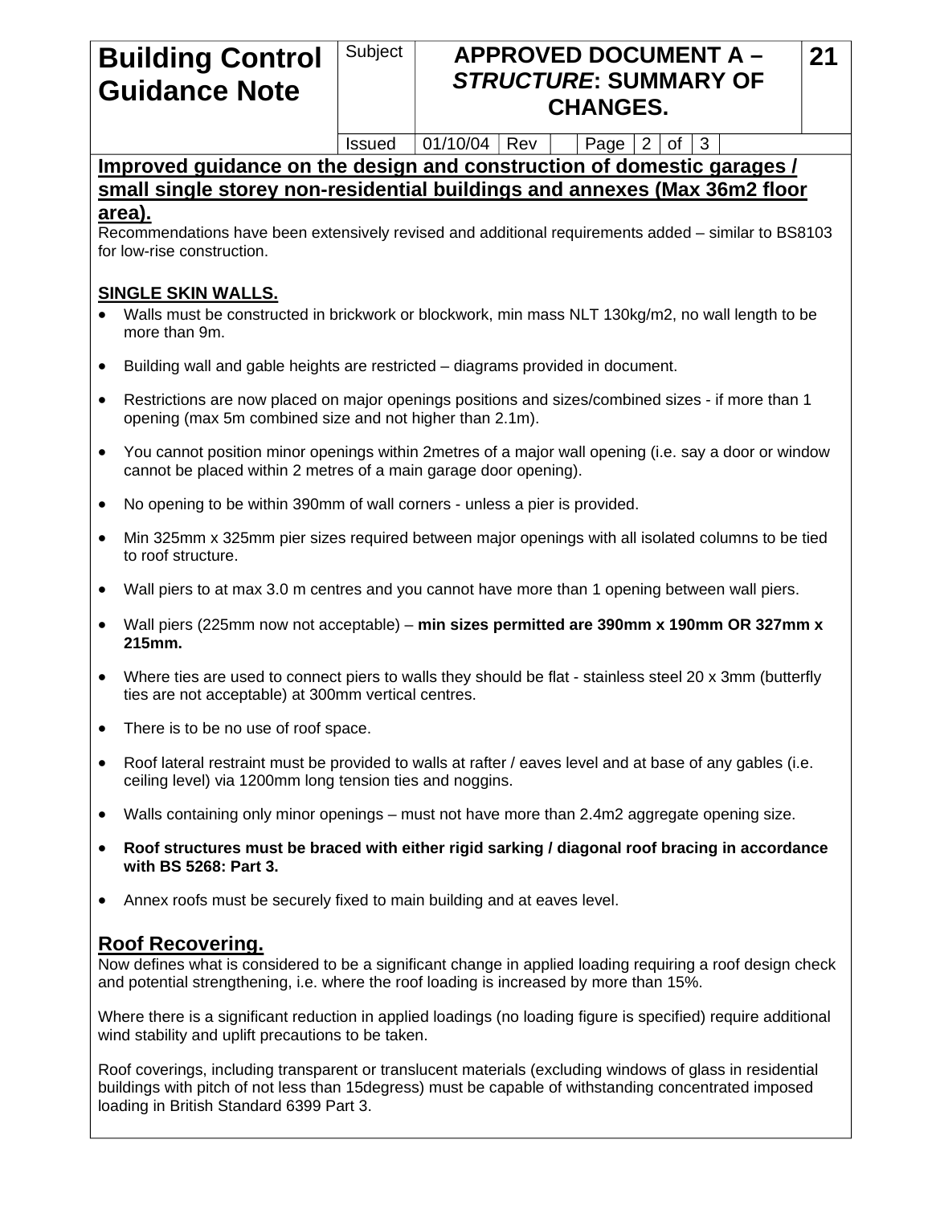## Improved guidance on the design and construction of domestic garages / small single storey non-residential buildings and annexes (Max 36m2 floor area).

Recommendations have been extensively revised and additional requirements added – similar to BS8103 for low-rise construction.

### SINGLE SKIN WALLS.

- Walls must be constructed in brickwork or blockwork, min mass NLT 130kg/m2, no wall length to be more than 9m.
- Building wall and gable heights are restricted – diagrams provided in document.
- Restrictions are now placed on major openings positions and sizes/combined sizes - if more than 1 opening (max 5m combined size and not higher than 2.1m).
- You cannot position minor openings within 2metres of a major wall opening (i.e. say a door or window cannot be placed within 2 metres of a main garage door opening).
- No opening to be within 390mm of wall corners - unless a pier is provided.
- Min 325mm x 325mm pier sizes required between major openings with all isolated columns to be tied to roof structure.
- Wall piers to at max 3.0 m centres and you cannot have more than 1 opening between wall piers.
- Wall piers (225mm now not acceptable) – **min sizes permitted are 390mm x 190mm OR 327mm x 215mm.**
- Where ties are used to connect piers to walls they should be flat - stainless steel 20 x 3mm (butterfly ties are not acceptable) at 300mm vertical centres.
- There is to be no use of roof space.
- Roof lateral restraint must be provided to walls at rafter / eaves level and at base of any gables (i.e. ceiling level) via 1200mm long tension ties and noggins.
- Walls containing only minor openings – must not have more than 2.4m2 aggregate opening size.
- **Roof structures must be braced with either rigid sarking / diagonal roof bracing in accordance with BS 5268: Part 3.**
- Annex roofs must be securely fixed to main building and at eaves level.

## Roof Recovering.

Now defines what is considered to be a significant change in applied loading requiring a roof design check and potential strengthening, i.e. where the roof loading is increased by more than 15%.

Where there is a significant reduction in applied loadings (no loading figure is specified) require additional wind stability and uplift precautions to be taken.

Roof coverings, including transparent or translucent materials (excluding windows of glass in residential buildings with pitch of not less than 15degress) must be capable of withstanding concentrated imposed loading in British Standard 6399 Part 3.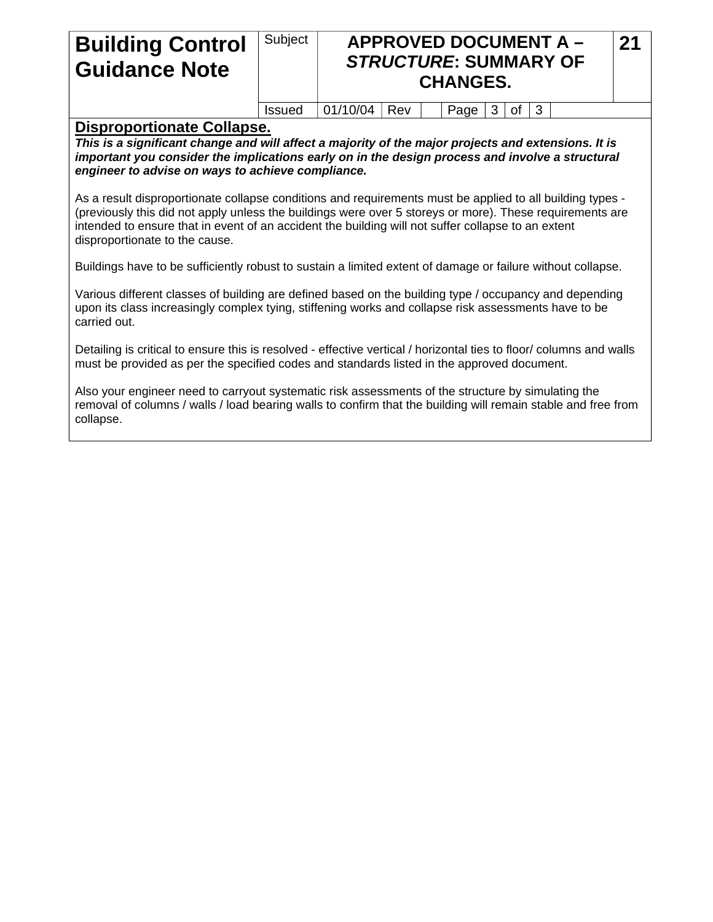## Disproportionate Collapse.

***This is a significant change and will affect a majority of the major projects and extensions. It is important you consider the implications early on in the design process and involve a structural engineer to advise on ways to achieve compliance.***

As a result disproportionate collapse conditions and requirements must be applied to all building types - (previously this did not apply unless the buildings were over 5 storeys or more). These requirements are intended to ensure that in event of an accident the building will not suffer collapse to an extent disproportionate to the cause.

Buildings have to be sufficiently robust to sustain a limited extent of damage or failure without collapse.

Various different classes of building are defined based on the building type / occupancy and depending upon its class increasingly complex tying, stiffening works and collapse risk assessments have to be carried out.

Detailing is critical to ensure this is resolved - effective vertical / horizontal ties to floor/ columns and walls must be provided as per the specified codes and standards listed in the approved document.

Also your engineer need to carryout systematic risk assessments of the structure by simulating the removal of columns / walls / load bearing walls to confirm that the building will remain stable and free from collapse.